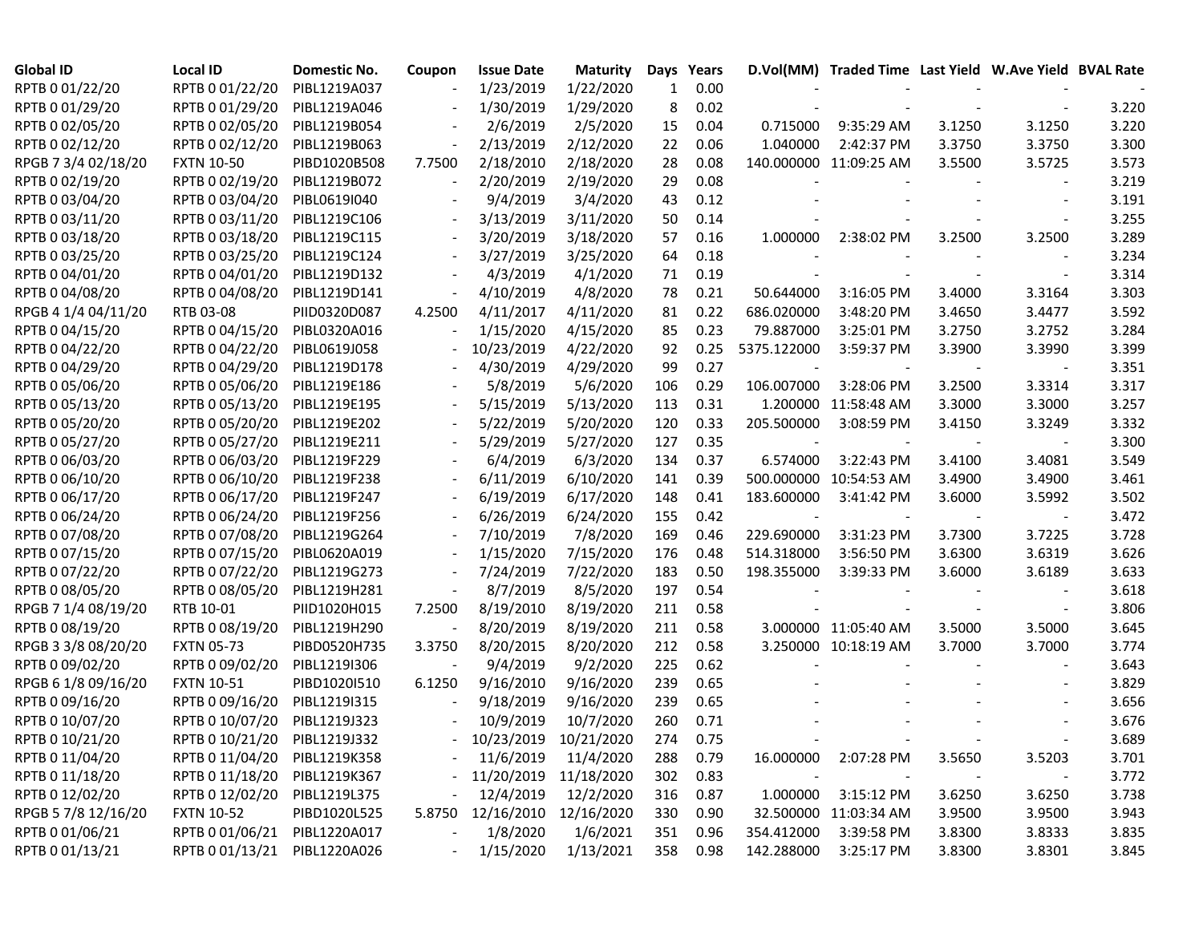| Global ID | Local ID | Domestic No. | Coupon | Issue Date | Maturity | Days | Years | D.Vol(MM) | Traded Time | Last Yield | W.Ave Yield | BVAL Rate |
|---|---|---|---|---|---|---|---|---|---|---|---|---|
| RPTB 0 01/22/20 | RPTB 0 01/22/20 | PIBL1219A037 | - | 1/23/2019 | 1/22/2020 | 1 | 0.00 | - | - | - | - | - |
| RPTB 0 01/29/20 | RPTB 0 01/29/20 | PIBL1219A046 | - | 1/30/2019 | 1/29/2020 | 8 | 0.02 | - | - | - | - | 3.220 |
| RPTB 0 02/05/20 | RPTB 0 02/05/20 | PIBL1219B054 | - | 2/6/2019 | 2/5/2020 | 15 | 0.04 | 0.715000 | 9:35:29 AM | 3.1250 | 3.1250 | 3.220 |
| RPTB 0 02/12/20 | RPTB 0 02/12/20 | PIBL1219B063 | - | 2/13/2019 | 2/12/2020 | 22 | 0.06 | 1.040000 | 2:42:37 PM | 3.3750 | 3.3750 | 3.300 |
| RPGB 7 3/4 02/18/20 | FXTN 10-50 | PIBD1020B508 | 7.7500 | 2/18/2010 | 2/18/2020 | 28 | 0.08 | 140.000000 | 11:09:25 AM | 3.5500 | 3.5725 | 3.573 |
| RPTB 0 02/19/20 | RPTB 0 02/19/20 | PIBL1219B072 | - | 2/20/2019 | 2/19/2020 | 29 | 0.08 | - | - | - | - | 3.219 |
| RPTB 0 03/04/20 | RPTB 0 03/04/20 | PIBL0619I040 | - | 9/4/2019 | 3/4/2020 | 43 | 0.12 | - | - | - | - | 3.191 |
| RPTB 0 03/11/20 | RPTB 0 03/11/20 | PIBL1219C106 | - | 3/13/2019 | 3/11/2020 | 50 | 0.14 | - | - | - | - | 3.255 |
| RPTB 0 03/18/20 | RPTB 0 03/18/20 | PIBL1219C115 | - | 3/20/2019 | 3/18/2020 | 57 | 0.16 | 1.000000 | 2:38:02 PM | 3.2500 | 3.2500 | 3.289 |
| RPTB 0 03/25/20 | RPTB 0 03/25/20 | PIBL1219C124 | - | 3/27/2019 | 3/25/2020 | 64 | 0.18 | - | - | - | - | 3.234 |
| RPTB 0 04/01/20 | RPTB 0 04/01/20 | PIBL1219D132 | - | 4/3/2019 | 4/1/2020 | 71 | 0.19 | - | - | - | - | 3.314 |
| RPTB 0 04/08/20 | RPTB 0 04/08/20 | PIBL1219D141 | - | 4/10/2019 | 4/8/2020 | 78 | 0.21 | 50.644000 | 3:16:05 PM | 3.4000 | 3.3164 | 3.303 |
| RPGB 4 1/4 04/11/20 | RTB 03-08 | PIID0320D087 | 4.2500 | 4/11/2017 | 4/11/2020 | 81 | 0.22 | 686.020000 | 3:48:20 PM | 3.4650 | 3.4477 | 3.592 |
| RPTB 0 04/15/20 | RPTB 0 04/15/20 | PIBL0320A016 | - | 1/15/2020 | 4/15/2020 | 85 | 0.23 | 79.887000 | 3:25:01 PM | 3.2750 | 3.2752 | 3.284 |
| RPTB 0 04/22/20 | RPTB 0 04/22/20 | PIBL0619J058 | - | 10/23/2019 | 4/22/2020 | 92 | 0.25 | 5375.122000 | 3:59:37 PM | 3.3900 | 3.3990 | 3.399 |
| RPTB 0 04/29/20 | RPTB 0 04/29/20 | PIBL1219D178 | - | 4/30/2019 | 4/29/2020 | 99 | 0.27 | - | - | - | - | 3.351 |
| RPTB 0 05/06/20 | RPTB 0 05/06/20 | PIBL1219E186 | - | 5/8/2019 | 5/6/2020 | 106 | 0.29 | 106.007000 | 3:28:06 PM | 3.2500 | 3.3314 | 3.317 |
| RPTB 0 05/13/20 | RPTB 0 05/13/20 | PIBL1219E195 | - | 5/15/2019 | 5/13/2020 | 113 | 0.31 | 1.200000 | 11:58:48 AM | 3.3000 | 3.3000 | 3.257 |
| RPTB 0 05/20/20 | RPTB 0 05/20/20 | PIBL1219E202 | - | 5/22/2019 | 5/20/2020 | 120 | 0.33 | 205.500000 | 3:08:59 PM | 3.4150 | 3.3249 | 3.332 |
| RPTB 0 05/27/20 | RPTB 0 05/27/20 | PIBL1219E211 | - | 5/29/2019 | 5/27/2020 | 127 | 0.35 | - | - | - | - | 3.300 |
| RPTB 0 06/03/20 | RPTB 0 06/03/20 | PIBL1219F229 | - | 6/4/2019 | 6/3/2020 | 134 | 0.37 | 6.574000 | 3:22:43 PM | 3.4100 | 3.4081 | 3.549 |
| RPTB 0 06/10/20 | RPTB 0 06/10/20 | PIBL1219F238 | - | 6/11/2019 | 6/10/2020 | 141 | 0.39 | 500.000000 | 10:54:53 AM | 3.4900 | 3.4900 | 3.461 |
| RPTB 0 06/17/20 | RPTB 0 06/17/20 | PIBL1219F247 | - | 6/19/2019 | 6/17/2020 | 148 | 0.41 | 183.600000 | 3:41:42 PM | 3.6000 | 3.5992 | 3.502 |
| RPTB 0 06/24/20 | RPTB 0 06/24/20 | PIBL1219F256 | - | 6/26/2019 | 6/24/2020 | 155 | 0.42 | - | - | - | - | 3.472 |
| RPTB 0 07/08/20 | RPTB 0 07/08/20 | PIBL1219G264 | - | 7/10/2019 | 7/8/2020 | 169 | 0.46 | 229.690000 | 3:31:23 PM | 3.7300 | 3.7225 | 3.728 |
| RPTB 0 07/15/20 | RPTB 0 07/15/20 | PIBL0620A019 | - | 1/15/2020 | 7/15/2020 | 176 | 0.48 | 514.318000 | 3:56:50 PM | 3.6300 | 3.6319 | 3.626 |
| RPTB 0 07/22/20 | RPTB 0 07/22/20 | PIBL1219G273 | - | 7/24/2019 | 7/22/2020 | 183 | 0.50 | 198.355000 | 3:39:33 PM | 3.6000 | 3.6189 | 3.633 |
| RPTB 0 08/05/20 | RPTB 0 08/05/20 | PIBL1219H281 | - | 8/7/2019 | 8/5/2020 | 197 | 0.54 | - | - | - | - | 3.618 |
| RPGB 7 1/4 08/19/20 | RTB 10-01 | PIID1020H015 | 7.2500 | 8/19/2010 | 8/19/2020 | 211 | 0.58 | - | - | - | - | 3.806 |
| RPTB 0 08/19/20 | RPTB 0 08/19/20 | PIBL1219H290 | - | 8/20/2019 | 8/19/2020 | 211 | 0.58 | 3.000000 | 11:05:40 AM | 3.5000 | 3.5000 | 3.645 |
| RPGB 3 3/8 08/20/20 | FXTN 05-73 | PIBD0520H735 | 3.3750 | 8/20/2015 | 8/20/2020 | 212 | 0.58 | 3.250000 | 10:18:19 AM | 3.7000 | 3.7000 | 3.774 |
| RPTB 0 09/02/20 | RPTB 0 09/02/20 | PIBL1219I306 | - | 9/4/2019 | 9/2/2020 | 225 | 0.62 | - | - | - | - | 3.643 |
| RPGB 6 1/8 09/16/20 | FXTN 10-51 | PIBD1020I510 | 6.1250 | 9/16/2010 | 9/16/2020 | 239 | 0.65 | - | - | - | - | 3.829 |
| RPTB 0 09/16/20 | RPTB 0 09/16/20 | PIBL1219I315 | - | 9/18/2019 | 9/16/2020 | 239 | 0.65 | - | - | - | - | 3.656 |
| RPTB 0 10/07/20 | RPTB 0 10/07/20 | PIBL1219J323 | - | 10/9/2019 | 10/7/2020 | 260 | 0.71 | - | - | - | - | 3.676 |
| RPTB 0 10/21/20 | RPTB 0 10/21/20 | PIBL1219J332 | - | 10/23/2019 | 10/21/2020 | 274 | 0.75 | - | - | - | - | 3.689 |
| RPTB 0 11/04/20 | RPTB 0 11/04/20 | PIBL1219K358 | - | 11/6/2019 | 11/4/2020 | 288 | 0.79 | 16.000000 | 2:07:28 PM | 3.5650 | 3.5203 | 3.701 |
| RPTB 0 11/18/20 | RPTB 0 11/18/20 | PIBL1219K367 | - | 11/20/2019 | 11/18/2020 | 302 | 0.83 | - | - | - | - | 3.772 |
| RPTB 0 12/02/20 | RPTB 0 12/02/20 | PIBL1219L375 | - | 12/4/2019 | 12/2/2020 | 316 | 0.87 | 1.000000 | 3:15:12 PM | 3.6250 | 3.6250 | 3.738 |
| RPGB 5 7/8 12/16/20 | FXTN 10-52 | PIBD1020L525 | 5.8750 | 12/16/2010 | 12/16/2020 | 330 | 0.90 | 32.500000 | 11:03:34 AM | 3.9500 | 3.9500 | 3.943 |
| RPTB 0 01/06/21 | RPTB 0 01/06/21 | PIBL1220A017 | - | 1/8/2020 | 1/6/2021 | 351 | 0.96 | 354.412000 | 3:39:58 PM | 3.8300 | 3.8333 | 3.835 |
| RPTB 0 01/13/21 | RPTB 0 01/13/21 | PIBL1220A026 | - | 1/15/2020 | 1/13/2021 | 358 | 0.98 | 142.288000 | 3:25:17 PM | 3.8300 | 3.8301 | 3.845 |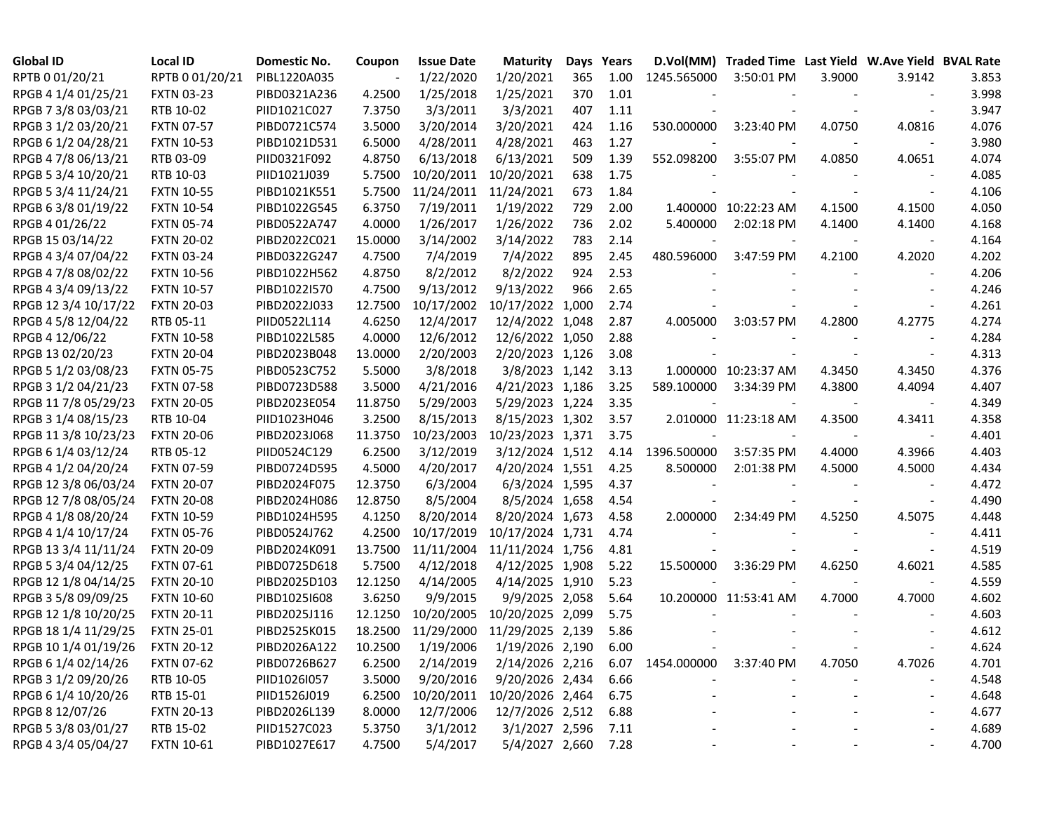| Global ID | Local ID | Domestic No. | Coupon | Issue Date | Maturity | Days | Years | D.Vol(MM) | Traded Time | Last Yield | W.Ave Yield | BVAL Rate |
|---|---|---|---|---|---|---|---|---|---|---|---|---|
| RPTB 0 01/20/21 | RPTB 0 01/20/21 | PIBL1220A035 | - | 1/22/2020 | 1/20/2021 | 365 | 1.00 | 1245.565000 | 3:50:01 PM | 3.9000 | 3.9142 | 3.853 |
| RPGB 4 1/4 01/25/21 | FXTN 03-23 | PIBD0321A236 | 4.2500 | 1/25/2018 | 1/25/2021 | 370 | 1.01 | - | - | - | - | 3.998 |
| RPGB 7 3/8 03/03/21 | RTB 10-02 | PIID1021C027 | 7.3750 | 3/3/2011 | 3/3/2021 | 407 | 1.11 | - | - | - | - | 3.947 |
| RPGB 3 1/2 03/20/21 | FXTN 07-57 | PIBD0721C574 | 3.5000 | 3/20/2014 | 3/20/2021 | 424 | 1.16 | 530.000000 | 3:23:40 PM | 4.0750 | 4.0816 | 4.076 |
| RPGB 6 1/2 04/28/21 | FXTN 10-53 | PIBD1021D531 | 6.5000 | 4/28/2011 | 4/28/2021 | 463 | 1.27 | - | - | - | - | 3.980 |
| RPGB 4 7/8 06/13/21 | RTB 03-09 | PIID0321F092 | 4.8750 | 6/13/2018 | 6/13/2021 | 509 | 1.39 | 552.098200 | 3:55:07 PM | 4.0850 | 4.0651 | 4.074 |
| RPGB 5 3/4 10/20/21 | RTB 10-03 | PIID1021J039 | 5.7500 | 10/20/2011 | 10/20/2021 | 638 | 1.75 | - | - | - | - | 4.085 |
| RPGB 5 3/4 11/24/21 | FXTN 10-55 | PIBD1021K551 | 5.7500 | 11/24/2011 | 11/24/2021 | 673 | 1.84 | - | - | - | - | 4.106 |
| RPGB 6 3/8 01/19/22 | FXTN 10-54 | PIBD1022G545 | 6.3750 | 7/19/2011 | 1/19/2022 | 729 | 2.00 | 1.400000 | 10:22:23 AM | 4.1500 | 4.1500 | 4.050 |
| RPGB 4 01/26/22 | FXTN 05-74 | PIBD0522A747 | 4.0000 | 1/26/2017 | 1/26/2022 | 736 | 2.02 | 5.400000 | 2:02:18 PM | 4.1400 | 4.1400 | 4.168 |
| RPGB 15 03/14/22 | FXTN 20-02 | PIBD2022C021 | 15.0000 | 3/14/2002 | 3/14/2022 | 783 | 2.14 | - | - | - | - | 4.164 |
| RPGB 4 3/4 07/04/22 | FXTN 03-24 | PIBD0322G247 | 4.7500 | 7/4/2019 | 7/4/2022 | 895 | 2.45 | 480.596000 | 3:47:59 PM | 4.2100 | 4.2020 | 4.202 |
| RPGB 4 7/8 08/02/22 | FXTN 10-56 | PIBD1022H562 | 4.8750 | 8/2/2012 | 8/2/2022 | 924 | 2.53 | - | - | - | - | 4.206 |
| RPGB 4 3/4 09/13/22 | FXTN 10-57 | PIBD1022I570 | 4.7500 | 9/13/2012 | 9/13/2022 | 966 | 2.65 | - | - | - | - | 4.246 |
| RPGB 12 3/4 10/17/22 | FXTN 20-03 | PIBD2022J033 | 12.7500 | 10/17/2002 | 10/17/2022 | 1,000 | 2.74 | - | - | - | - | 4.261 |
| RPGB 4 5/8 12/04/22 | RTB 05-11 | PIID0522L114 | 4.6250 | 12/4/2017 | 12/4/2022 | 1,048 | 2.87 | 4.005000 | 3:03:57 PM | 4.2800 | 4.2775 | 4.274 |
| RPGB 4 12/06/22 | FXTN 10-58 | PIBD1022L585 | 4.0000 | 12/6/2012 | 12/6/2022 | 1,050 | 2.88 | - | - | - | - | 4.284 |
| RPGB 13 02/20/23 | FXTN 20-04 | PIBD2023B048 | 13.0000 | 2/20/2003 | 2/20/2023 | 1,126 | 3.08 | - | - | - | - | 4.313 |
| RPGB 5 1/2 03/08/23 | FXTN 05-75 | PIBD0523C752 | 5.5000 | 3/8/2018 | 3/8/2023 | 1,142 | 3.13 | 1.000000 | 10:23:37 AM | 4.3450 | 4.3450 | 4.376 |
| RPGB 3 1/2 04/21/23 | FXTN 07-58 | PIBD0723D588 | 3.5000 | 4/21/2016 | 4/21/2023 | 1,186 | 3.25 | 589.100000 | 3:34:39 PM | 4.3800 | 4.4094 | 4.407 |
| RPGB 11 7/8 05/29/23 | FXTN 20-05 | PIBD2023E054 | 11.8750 | 5/29/2003 | 5/29/2023 | 1,224 | 3.35 | - | - | - | - | 4.349 |
| RPGB 3 1/4 08/15/23 | RTB 10-04 | PIID1023H046 | 3.2500 | 8/15/2013 | 8/15/2023 | 1,302 | 3.57 | 2.010000 | 11:23:18 AM | 4.3500 | 4.3411 | 4.358 |
| RPGB 11 3/8 10/23/23 | FXTN 20-06 | PIBD2023J068 | 11.3750 | 10/23/2003 | 10/23/2023 | 1,371 | 3.75 | - | - | - | - | 4.401 |
| RPGB 6 1/4 03/12/24 | RTB 05-12 | PIID0524C129 | 6.2500 | 3/12/2019 | 3/12/2024 | 1,512 | 4.14 | 1396.500000 | 3:57:35 PM | 4.4000 | 4.3966 | 4.403 |
| RPGB 4 1/2 04/20/24 | FXTN 07-59 | PIBD0724D595 | 4.5000 | 4/20/2017 | 4/20/2024 | 1,551 | 4.25 | 8.500000 | 2:01:38 PM | 4.5000 | 4.5000 | 4.434 |
| RPGB 12 3/8 06/03/24 | FXTN 20-07 | PIBD2024F075 | 12.3750 | 6/3/2004 | 6/3/2024 | 1,595 | 4.37 | - | - | - | - | 4.472 |
| RPGB 12 7/8 08/05/24 | FXTN 20-08 | PIBD2024H086 | 12.8750 | 8/5/2004 | 8/5/2024 | 1,658 | 4.54 | - | - | - | - | 4.490 |
| RPGB 4 1/8 08/20/24 | FXTN 10-59 | PIBD1024H595 | 4.1250 | 8/20/2014 | 8/20/2024 | 1,673 | 4.58 | 2.000000 | 2:34:49 PM | 4.5250 | 4.5075 | 4.448 |
| RPGB 4 1/4 10/17/24 | FXTN 05-76 | PIBD0524J762 | 4.2500 | 10/17/2019 | 10/17/2024 | 1,731 | 4.74 | - | - | - | - | 4.411 |
| RPGB 13 3/4 11/11/24 | FXTN 20-09 | PIBD2024K091 | 13.7500 | 11/11/2004 | 11/11/2024 | 1,756 | 4.81 | - | - | - | - | 4.519 |
| RPGB 5 3/4 04/12/25 | FXTN 07-61 | PIBD0725D618 | 5.7500 | 4/12/2018 | 4/12/2025 | 1,908 | 5.22 | 15.500000 | 3:36:29 PM | 4.6250 | 4.6021 | 4.585 |
| RPGB 12 1/8 04/14/25 | FXTN 20-10 | PIBD2025D103 | 12.1250 | 4/14/2005 | 4/14/2025 | 1,910 | 5.23 | - | - | - | - | 4.559 |
| RPGB 3 5/8 09/09/25 | FXTN 10-60 | PIBD1025I608 | 3.6250 | 9/9/2015 | 9/9/2025 | 2,058 | 5.64 | 10.200000 | 11:53:41 AM | 4.7000 | 4.7000 | 4.602 |
| RPGB 12 1/8 10/20/25 | FXTN 20-11 | PIBD2025J116 | 12.1250 | 10/20/2005 | 10/20/2025 | 2,099 | 5.75 | - | - | - | - | 4.603 |
| RPGB 18 1/4 11/29/25 | FXTN 25-01 | PIBD2525K015 | 18.2500 | 11/29/2000 | 11/29/2025 | 2,139 | 5.86 | - | - | - | - | 4.612 |
| RPGB 10 1/4 01/19/26 | FXTN 20-12 | PIBD2026A122 | 10.2500 | 1/19/2006 | 1/19/2026 | 2,190 | 6.00 | - | - | - | - | 4.624 |
| RPGB 6 1/4 02/14/26 | FXTN 07-62 | PIBD0726B627 | 6.2500 | 2/14/2019 | 2/14/2026 | 2,216 | 6.07 | 1454.000000 | 3:37:40 PM | 4.7050 | 4.7026 | 4.701 |
| RPGB 3 1/2 09/20/26 | RTB 10-05 | PIID1026I057 | 3.5000 | 9/20/2016 | 9/20/2026 | 2,434 | 6.66 | - | - | - | - | 4.548 |
| RPGB 6 1/4 10/20/26 | RTB 15-01 | PIID1526J019 | 6.2500 | 10/20/2011 | 10/20/2026 | 2,464 | 6.75 | - | - | - | - | 4.648 |
| RPGB 8 12/07/26 | FXTN 20-13 | PIBD2026L139 | 8.0000 | 12/7/2006 | 12/7/2026 | 2,512 | 6.88 | - | - | - | - | 4.677 |
| RPGB 5 3/8 03/01/27 | RTB 15-02 | PIID1527C023 | 5.3750 | 3/1/2012 | 3/1/2027 | 2,596 | 7.11 | - | - | - | - | 4.689 |
| RPGB 4 3/4 05/04/27 | FXTN 10-61 | PIBD1027E617 | 4.7500 | 5/4/2017 | 5/4/2027 | 2,660 | 7.28 | - | - | - | - | 4.700 |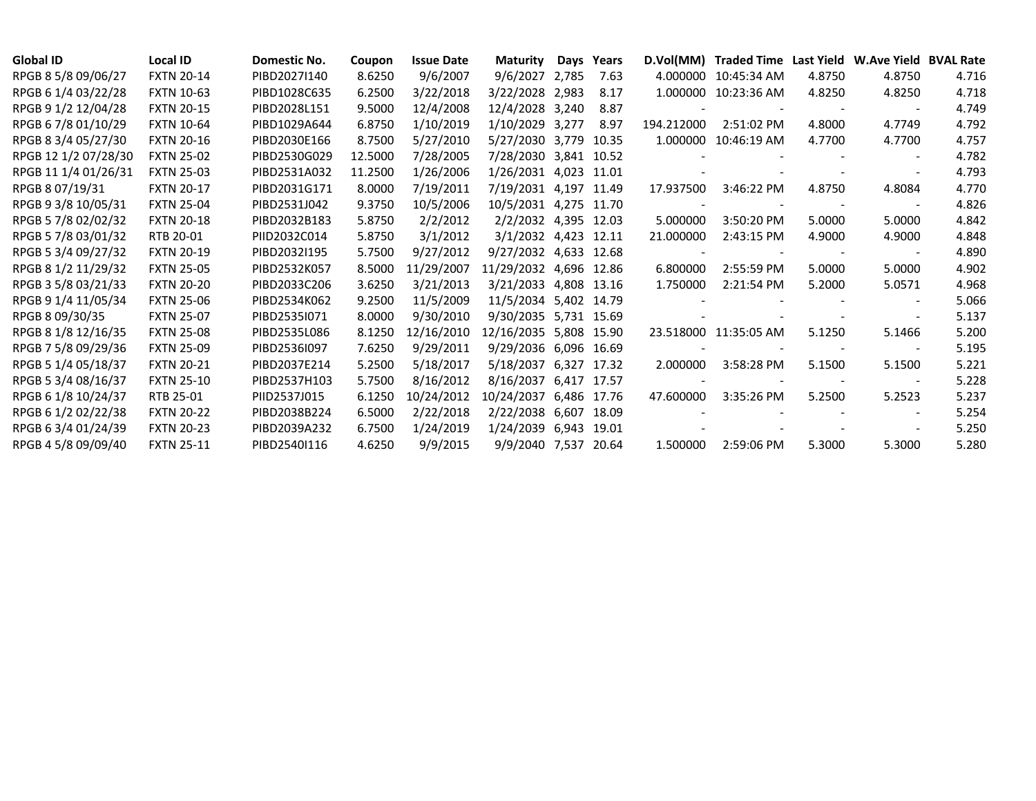| Global ID | Local ID | Domestic No. | Coupon | Issue Date | Maturity | Days | Years | D.Vol(MM) | Traded Time | Last Yield | W.Ave Yield | BVAL Rate |
|---|---|---|---|---|---|---|---|---|---|---|---|---|
| RPGB 8 5/8 09/06/27 | FXTN 20-14 | PIBD2027I140 | 8.6250 | 9/6/2007 | 9/6/2027 | 2,785 | 7.63 | 4.000000 | 10:45:34 AM | 4.8750 | 4.8750 | 4.716 |
| RPGB 6 1/4 03/22/28 | FXTN 10-63 | PIBD1028C635 | 6.2500 | 3/22/2018 | 3/22/2028 | 2,983 | 8.17 | 1.000000 | 10:23:36 AM | 4.8250 | 4.8250 | 4.718 |
| RPGB 9 1/2 12/04/28 | FXTN 20-15 | PIBD2028L151 | 9.5000 | 12/4/2008 | 12/4/2028 | 3,240 | 8.87 | - | - | - | - | 4.749 |
| RPGB 6 7/8 01/10/29 | FXTN 10-64 | PIBD1029A644 | 6.8750 | 1/10/2019 | 1/10/2029 | 3,277 | 8.97 | 194.212000 | 2:51:02 PM | 4.8000 | 4.7749 | 4.792 |
| RPGB 8 3/4 05/27/30 | FXTN 20-16 | PIBD2030E166 | 8.7500 | 5/27/2010 | 5/27/2030 | 3,779 | 10.35 | 1.000000 | 10:46:19 AM | 4.7700 | 4.7700 | 4.757 |
| RPGB 12 1/2 07/28/30 | FXTN 25-02 | PIBD2530G029 | 12.5000 | 7/28/2005 | 7/28/2030 | 3,841 | 10.52 | - | - | - | - | 4.782 |
| RPGB 11 1/4 01/26/31 | FXTN 25-03 | PIBD2531A032 | 11.2500 | 1/26/2006 | 1/26/2031 | 4,023 | 11.01 | - | - | - | - | 4.793 |
| RPGB 8 07/19/31 | FXTN 20-17 | PIBD2031G171 | 8.0000 | 7/19/2011 | 7/19/2031 | 4,197 | 11.49 | 17.937500 | 3:46:22 PM | 4.8750 | 4.8084 | 4.770 |
| RPGB 9 3/8 10/05/31 | FXTN 25-04 | PIBD2531J042 | 9.3750 | 10/5/2006 | 10/5/2031 | 4,275 | 11.70 | - | - | - | - | 4.826 |
| RPGB 5 7/8 02/02/32 | FXTN 20-18 | PIBD2032B183 | 5.8750 | 2/2/2012 | 2/2/2032 | 4,395 | 12.03 | 5.000000 | 3:50:20 PM | 5.0000 | 5.0000 | 4.842 |
| RPGB 5 7/8 03/01/32 | RTB 20-01 | PIID2032C014 | 5.8750 | 3/1/2012 | 3/1/2032 | 4,423 | 12.11 | 21.000000 | 2:43:15 PM | 4.9000 | 4.9000 | 4.848 |
| RPGB 5 3/4 09/27/32 | FXTN 20-19 | PIBD2032I195 | 5.7500 | 9/27/2012 | 9/27/2032 | 4,633 | 12.68 | - | - | - | - | 4.890 |
| RPGB 8 1/2 11/29/32 | FXTN 25-05 | PIBD2532K057 | 8.5000 | 11/29/2007 | 11/29/2032 | 4,696 | 12.86 | 6.800000 | 2:55:59 PM | 5.0000 | 5.0000 | 4.902 |
| RPGB 3 5/8 03/21/33 | FXTN 20-20 | PIBD2033C206 | 3.6250 | 3/21/2013 | 3/21/2033 | 4,808 | 13.16 | 1.750000 | 2:21:54 PM | 5.2000 | 5.0571 | 4.968 |
| RPGB 9 1/4 11/05/34 | FXTN 25-06 | PIBD2534K062 | 9.2500 | 11/5/2009 | 11/5/2034 | 5,402 | 14.79 | - | - | - | - | 5.066 |
| RPGB 8 09/30/35 | FXTN 25-07 | PIBD2535I071 | 8.0000 | 9/30/2010 | 9/30/2035 | 5,731 | 15.69 | - | - | - | - | 5.137 |
| RPGB 8 1/8 12/16/35 | FXTN 25-08 | PIBD2535L086 | 8.1250 | 12/16/2010 | 12/16/2035 | 5,808 | 15.90 | 23.518000 | 11:35:05 AM | 5.1250 | 5.1466 | 5.200 |
| RPGB 7 5/8 09/29/36 | FXTN 25-09 | PIBD2536I097 | 7.6250 | 9/29/2011 | 9/29/2036 | 6,096 | 16.69 | - | - | - | - | 5.195 |
| RPGB 5 1/4 05/18/37 | FXTN 20-21 | PIBD2037E214 | 5.2500 | 5/18/2017 | 5/18/2037 | 6,327 | 17.32 | 2.000000 | 3:58:28 PM | 5.1500 | 5.1500 | 5.221 |
| RPGB 5 3/4 08/16/37 | FXTN 25-10 | PIBD2537H103 | 5.7500 | 8/16/2012 | 8/16/2037 | 6,417 | 17.57 | - | - | - | - | 5.228 |
| RPGB 6 1/8 10/24/37 | RTB 25-01 | PIID2537J015 | 6.1250 | 10/24/2012 | 10/24/2037 | 6,486 | 17.76 | 47.600000 | 3:35:26 PM | 5.2500 | 5.2523 | 5.237 |
| RPGB 6 1/2 02/22/38 | FXTN 20-22 | PIBD2038B224 | 6.5000 | 2/22/2018 | 2/22/2038 | 6,607 | 18.09 | - | - | - | - | 5.254 |
| RPGB 6 3/4 01/24/39 | FXTN 20-23 | PIBD2039A232 | 6.7500 | 1/24/2019 | 1/24/2039 | 6,943 | 19.01 | - | - | - | - | 5.250 |
| RPGB 4 5/8 09/09/40 | FXTN 25-11 | PIBD2540I116 | 4.6250 | 9/9/2015 | 9/9/2040 | 7,537 | 20.64 | 1.500000 | 2:59:06 PM | 5.3000 | 5.3000 | 5.280 |